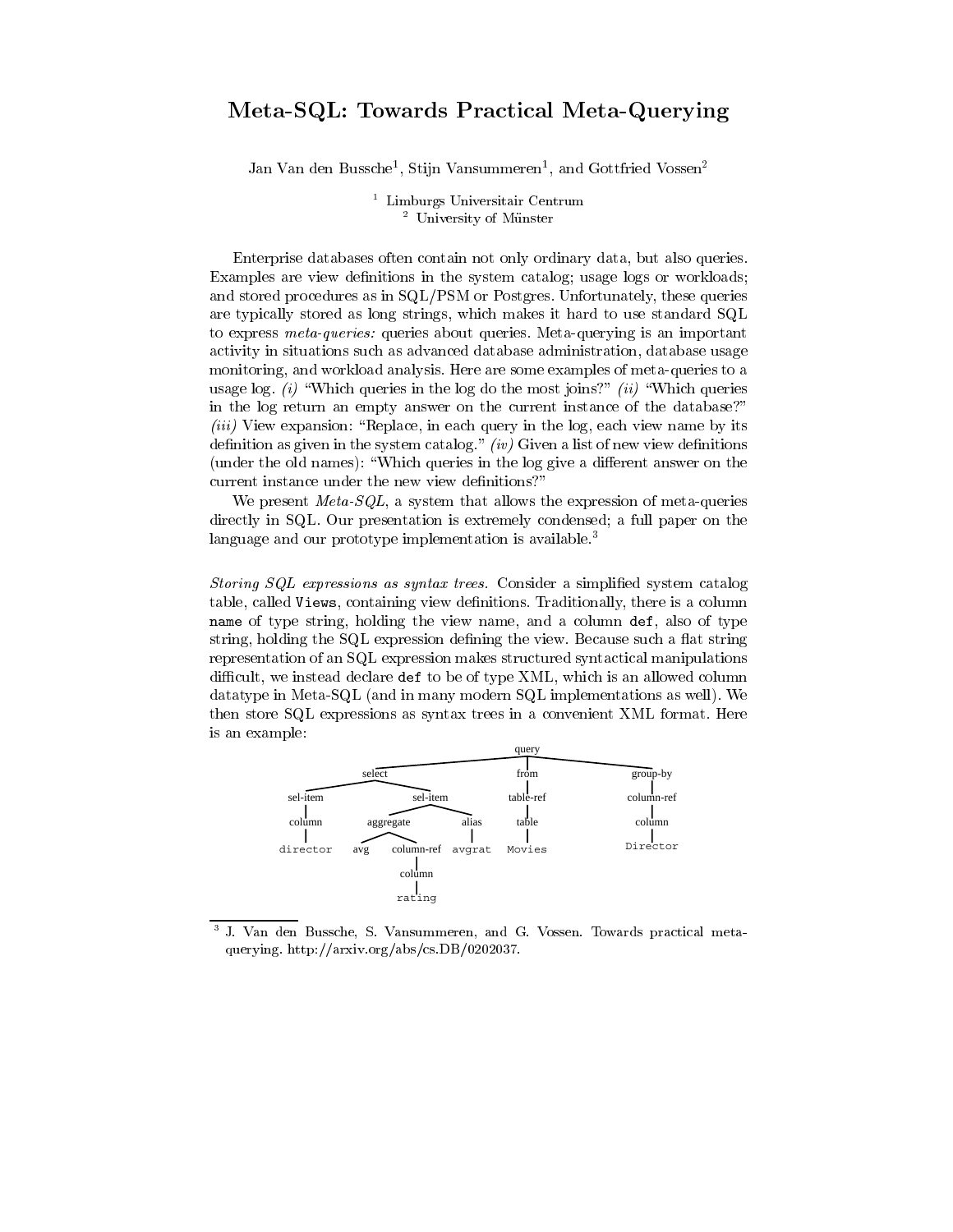# Meta-SQL: Towards Practical Meta-Querying

Jan Van den Bussche[1], Stijn Vansummeren[1], and Gottfried Vossen[2]

[1] Limburgs Universitair Centrum
[2] University of Münster

Enterprise databases often contain not only ordinary data, but also queries. Examples are view definitions in the system catalog; usage logs or workloads; and stored procedures as in SQL/PSM or Postgres. Unfortunately, these queries are typically stored as long strings, which makes it hard to use standard SQL to express *meta-queries:* queries about queries. Meta-querying is an important activity in situations such as advanced database administration, database usage monitoring, and workload analysis. Here are some examples of meta-queries to a usage log. *(i)* "Which queries in the log do the most joins?" *(ii)* "Which queries in the log return an empty answer on the current instance of the database?" *(iii)* View expansion: "Replace, in each query in the log, each view name by its definition as given in the system catalog." *(iv)* Given a list of new view definitions (under the old names): "Which queries in the log give a different answer on the current instance under the new view definitions?"

We present *Meta-SQL*, a system that allows the expression of meta-queries directly in SQL. Our presentation is extremely condensed; a full paper on the language and our prototype implementation is available.[3]

*Storing SQL expressions as syntax trees.* Consider a simplified system catalog table, called `Views`, containing view definitions. Traditionally, there is a column `name` of type string, holding the view name, and a column `def`, also of type string, holding the SQL expression defining the view. Because such a flat string representation of an SQL expression makes structured syntactical manipulations difficult, we instead declare `def` to be of type XML, which is an allowed column datatype in Meta-SQL (and in many modern SQL implementations as well). We then store SQL expressions as syntax trees in a convenient XML format. Here is an example:

```
query
├── select
│   ├── sel-item
│   │   └── column
│   │       └── director
│   └── sel-item
│       ├── aggregate
│       │   ├── avg
│       │   └── column-ref
│       │       └── column
│       │           └── rating
│       └── alias
│           └── avgrat
├── from
│   └── table-ref
│       └── table
│           └── Movies
└── group-by
    └── column-ref
        └── column
            └── Director
```

[3] J. Van den Bussche, S. Vansummeren, and G. Vossen. Towards practical meta-querying. http://arxiv.org/abs/cs.DB/0202037.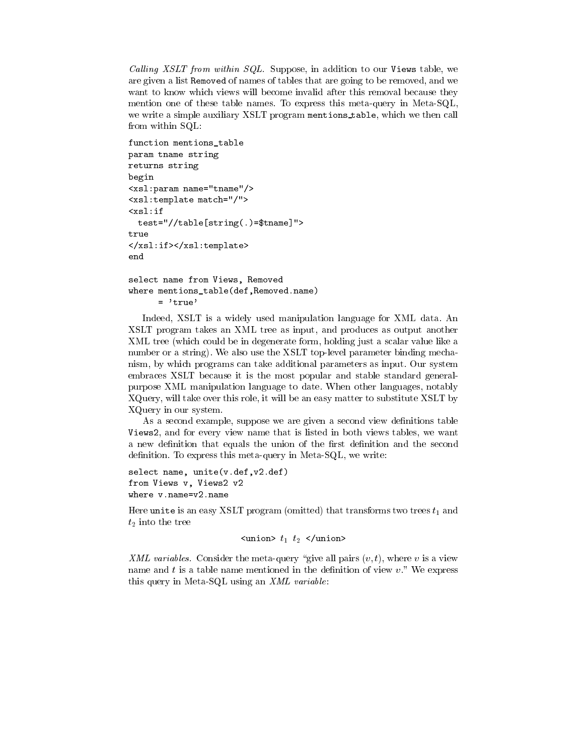*Calling XSLT from within SQL.* Suppose, in addition to our `Views` table, we are given a list `Removed` of names of tables that are going to be removed, and we want to know which views will become invalid after this removal because they mention one of these table names. To express this meta-query in Meta-SQL, we write a simple auxiliary XSLT program `mentions_table`, which we then call from within SQL:

```
function mentions_table
param tname string
returns string
begin
<xsl:param name="tname"/>
<xsl:template match="/">
<xsl:if
  test="//table[string(.)=$tname]">
true
</xsl:if></xsl:template>
end

select name from Views, Removed
where mentions_table(def,Removed.name)
      = 'true'
```

Indeed, XSLT is a widely used manipulation language for XML data. An XSLT program takes an XML tree as input, and produces as output another XML tree (which could be in degenerate form, holding just a scalar value like a number or a string). We also use the XSLT top-level parameter binding mechanism, by which programs can take additional parameters as input. Our system embraces XSLT because it is the most popular and stable standard general-purpose XML manipulation language to date. When other languages, notably XQuery, will take over this role, it will be an easy matter to substitute XSLT by XQuery in our system.

As a second example, suppose we are given a second view definitions table `Views2`, and for every view name that is listed in both views tables, we want a new definition that equals the union of the first definition and the second definition. To express this meta-query in Meta-SQL, we write:

```
select name, unite(v.def,v2.def)
from Views v, Views2 v2
where v.name=v2.name
```

Here `unite` is an easy XSLT program (omitted) that transforms two trees $t_1$ and $t_2$ into the tree

$$\texttt{<union>}\ t_1\ t_2\ \texttt{</union>}$$

*XML variables.* Consider the meta-query "give all pairs $(v, t)$, where $v$ is a view name and $t$ is a table name mentioned in the definition of view $v$." We express this query in Meta-SQL using an *XML variable*: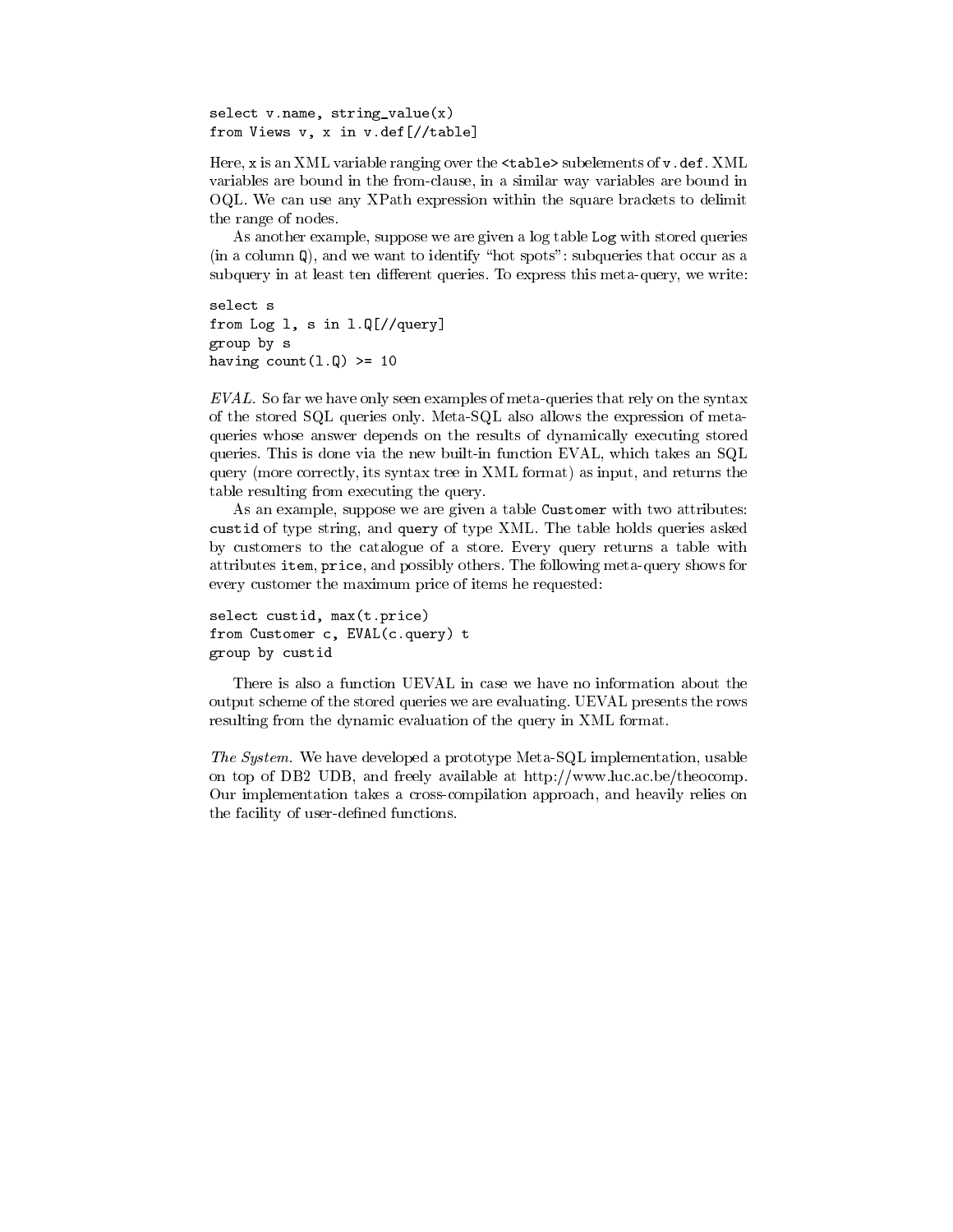```
select v.name, string_value(x)
from Views v, x in v.def[//table]
```

Here, `x` is an XML variable ranging over the `<table>` subelements of `v.def`. XML variables are bound in the from-clause, in a similar way variables are bound in OQL. We can use any XPath expression within the square brackets to delimit the range of nodes.

As another example, suppose we are given a log table `Log` with stored queries (in a column `Q`), and we want to identify "hot spots": subqueries that occur as a subquery in at least ten different queries. To express this meta-query, we write:

```
select s
from Log l, s in l.Q[//query]
group by s
having count(l.Q) >= 10
```

*EVAL.* So far we have only seen examples of meta-queries that rely on the syntax of the stored SQL queries only. Meta-SQL also allows the expression of meta-queries whose answer depends on the results of dynamically executing stored queries. This is done via the new built-in function EVAL, which takes an SQL query (more correctly, its syntax tree in XML format) as input, and returns the table resulting from executing the query.

As an example, suppose we are given a table `Customer` with two attributes: `custid` of type string, and `query` of type XML. The table holds queries asked by customers to the catalogue of a store. Every query returns a table with attributes `item`, `price`, and possibly others. The following meta-query shows for every customer the maximum price of items he requested:

```
select custid, max(t.price)
from Customer c, EVAL(c.query) t
group by custid
```

There is also a function UEVAL in case we have no information about the output scheme of the stored queries we are evaluating. UEVAL presents the rows resulting from the dynamic evaluation of the query in XML format.

*The System.* We have developed a prototype Meta-SQL implementation, usable on top of DB2 UDB, and freely available at http://www.luc.ac.be/theocomp. Our implementation takes a cross-compilation approach, and heavily relies on the facility of user-defined functions.